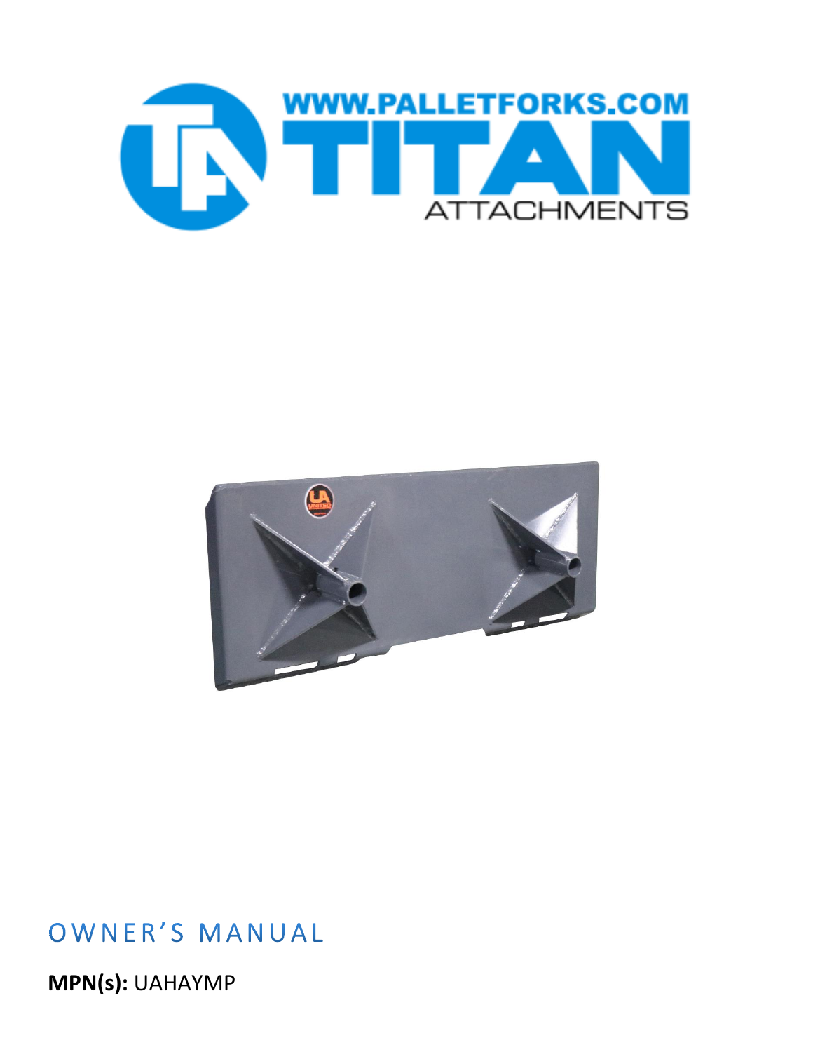WWW.PALLETFORKS.COM

TITAN

ATTACHMENTS

# OWNER'S MANUAL

**MPN(s):** UAHAYMP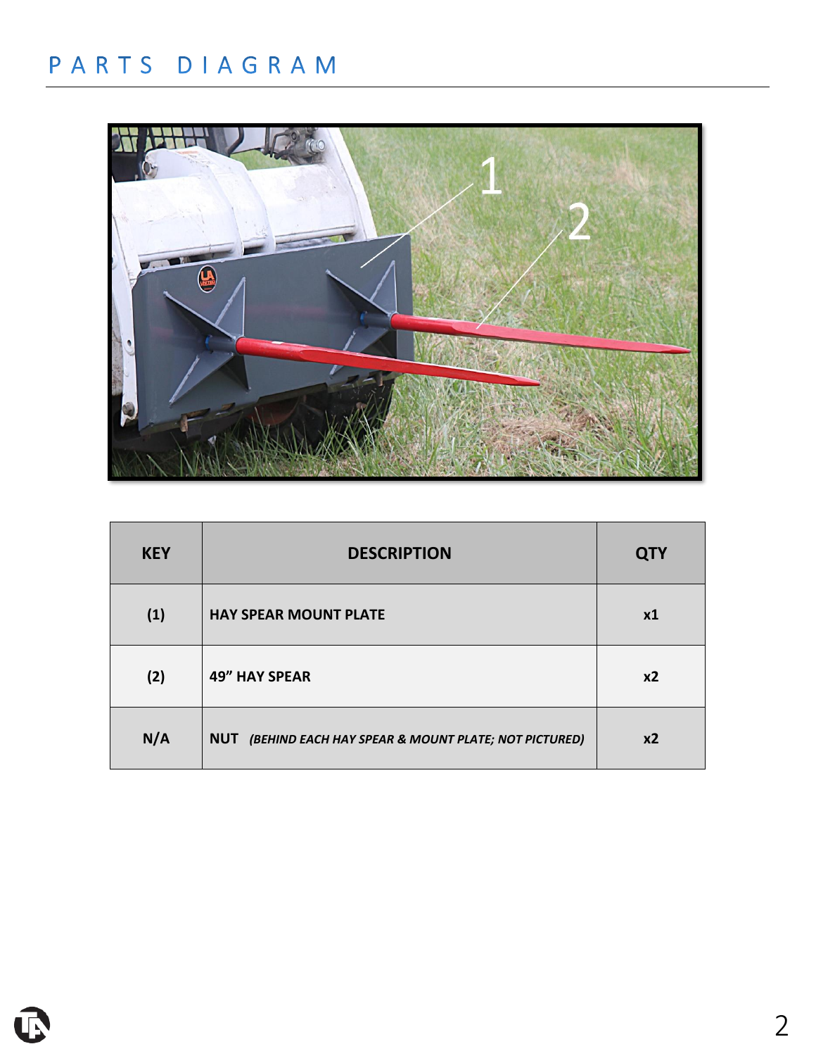# PARTS DIAGRAM

| KEY | DESCRIPTION | QTY |
|---|---|---|
| (1) | HAY SPEAR MOUNT PLATE | x1 |
| (2) | 49” HAY SPEAR | x2 |
| N/A | NUT *(BEHIND EACH HAY SPEAR & MOUNT PLATE; NOT PICTURED)* | x2 |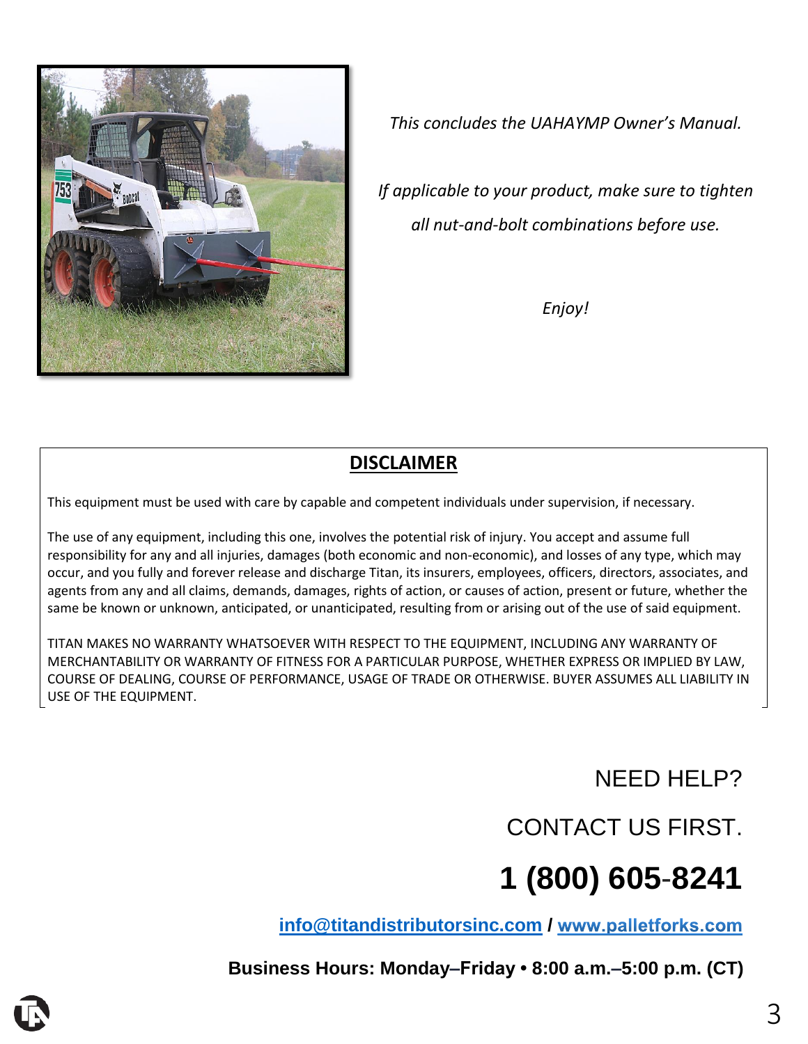*This concludes the UAHAYMP Owner's Manual.*

*If applicable to your product, make sure to tighten all nut-and-bolt combinations before use.*

*Enjoy!*

## DISCLAIMER

This equipment must be used with care by capable and competent individuals under supervision, if necessary.

The use of any equipment, including this one, involves the potential risk of injury. You accept and assume full responsibility for any and all injuries, damages (both economic and non-economic), and losses of any type, which may occur, and you fully and forever release and discharge Titan, its insurers, employees, officers, directors, associates, and agents from any and all claims, demands, damages, rights of action, or causes of action, present or future, whether the same be known or unknown, anticipated, or unanticipated, resulting from or arising out of the use of said equipment.

TITAN MAKES NO WARRANTY WHATSOEVER WITH RESPECT TO THE EQUIPMENT, INCLUDING ANY WARRANTY OF MERCHANTABILITY OR WARRANTY OF FITNESS FOR A PARTICULAR PURPOSE, WHETHER EXPRESS OR IMPLIED BY LAW, COURSE OF DEALING, COURSE OF PERFORMANCE, USAGE OF TRADE OR OTHERWISE. BUYER ASSUMES ALL LIABILITY IN USE OF THE EQUIPMENT.

NEED HELP?

CONTACT US FIRST.

**1 (800) 605-8241**

**info@titandistributorsinc.com / www.palletforks.com**

**Business Hours: Monday–Friday • 8:00 a.m.–5:00 p.m. (CT)**